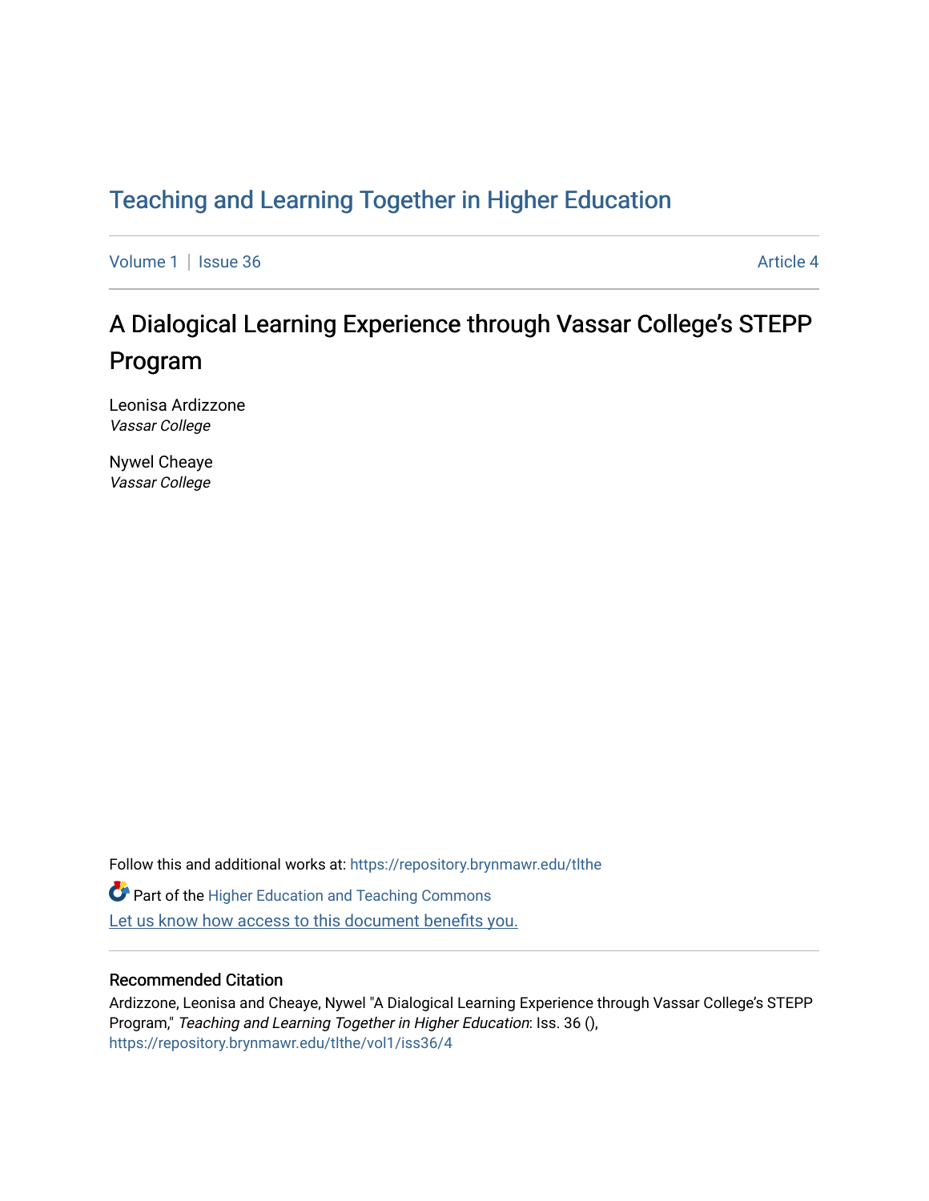Teaching and Learning Together in Higher Education

Volume 1 | Issue 36 | Article 4

# A Dialogical Learning Experience through Vassar College's STEPP Program

Leonisa Ardizzone
*Vassar College*

Nywel Cheaye
*Vassar College*

Follow this and additional works at: https://repository.brynmawr.edu/tlthe

Part of the Higher Education and Teaching Commons

Let us know how access to this document benefits you.

## Recommended Citation

Ardizzone, Leonisa and Cheaye, Nywel "A Dialogical Learning Experience through Vassar College's STEPP Program," *Teaching and Learning Together in Higher Education*: Iss. 36 (),
https://repository.brynmawr.edu/tlthe/vol1/iss36/4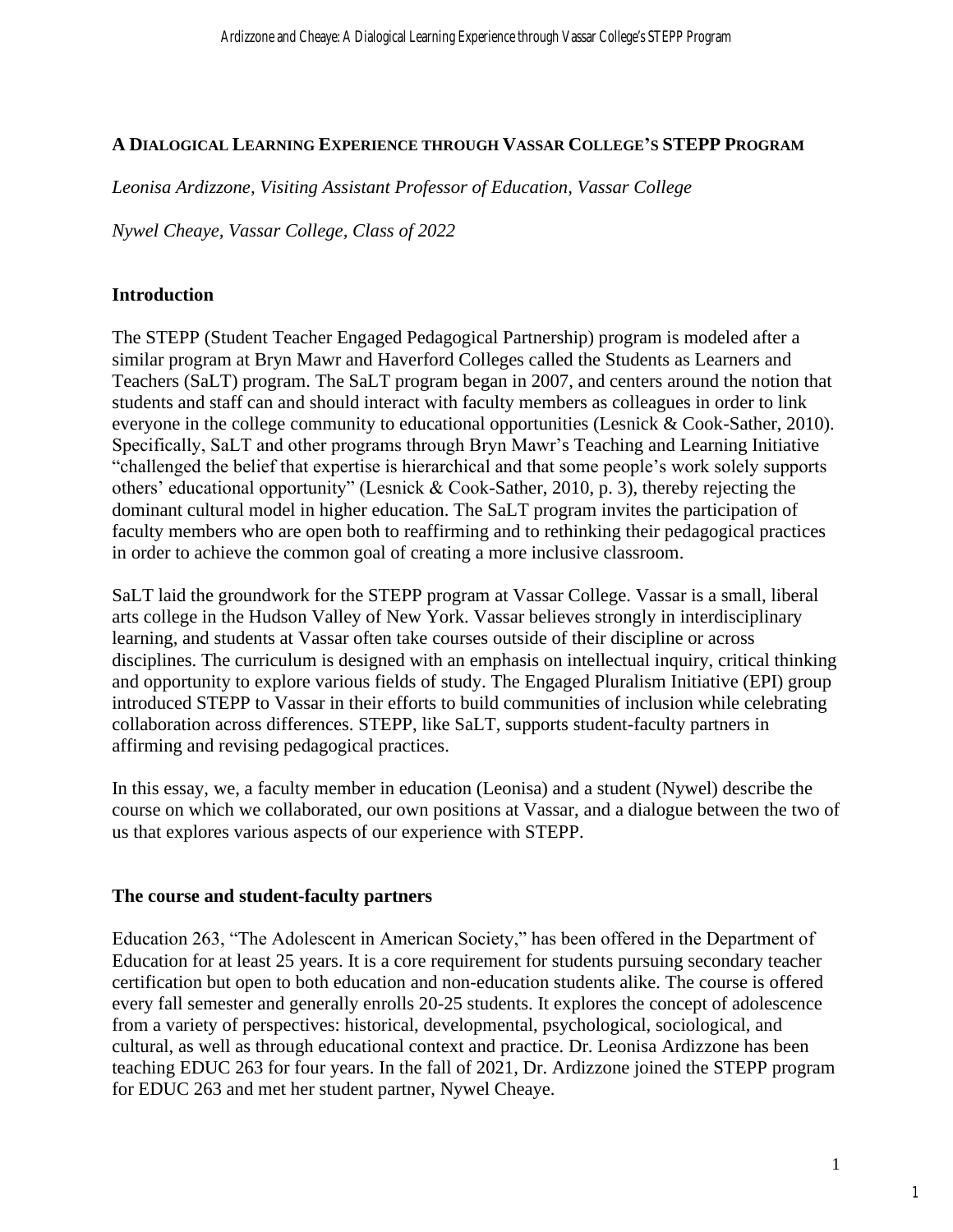## A Dialogical Learning Experience through Vassar College's STEPP Program

*Leonisa Ardizzone, Visiting Assistant Professor of Education, Vassar College*

*Nywel Cheaye, Vassar College, Class of 2022*

### Introduction

The STEPP (Student Teacher Engaged Pedagogical Partnership) program is modeled after a similar program at Bryn Mawr and Haverford Colleges called the Students as Learners and Teachers (SaLT) program. The SaLT program began in 2007, and centers around the notion that students and staff can and should interact with faculty members as colleagues in order to link everyone in the college community to educational opportunities (Lesnick & Cook-Sather, 2010). Specifically, SaLT and other programs through Bryn Mawr's Teaching and Learning Initiative "challenged the belief that expertise is hierarchical and that some people's work solely supports others' educational opportunity" (Lesnick & Cook-Sather, 2010, p. 3), thereby rejecting the dominant cultural model in higher education. The SaLT program invites the participation of faculty members who are open both to reaffirming and to rethinking their pedagogical practices in order to achieve the common goal of creating a more inclusive classroom.

SaLT laid the groundwork for the STEPP program at Vassar College. Vassar is a small, liberal arts college in the Hudson Valley of New York. Vassar believes strongly in interdisciplinary learning, and students at Vassar often take courses outside of their discipline or across disciplines. The curriculum is designed with an emphasis on intellectual inquiry, critical thinking and opportunity to explore various fields of study. The Engaged Pluralism Initiative (EPI) group introduced STEPP to Vassar in their efforts to build communities of inclusion while celebrating collaboration across differences. STEPP, like SaLT, supports student-faculty partners in affirming and revising pedagogical practices.

In this essay, we, a faculty member in education (Leonisa) and a student (Nywel) describe the course on which we collaborated, our own positions at Vassar, and a dialogue between the two of us that explores various aspects of our experience with STEPP.

### The course and student-faculty partners

Education 263, "The Adolescent in American Society," has been offered in the Department of Education for at least 25 years. It is a core requirement for students pursuing secondary teacher certification but open to both education and non-education students alike. The course is offered every fall semester and generally enrolls 20-25 students. It explores the concept of adolescence from a variety of perspectives: historical, developmental, psychological, sociological, and cultural, as well as through educational context and practice. Dr. Leonisa Ardizzone has been teaching EDUC 263 for four years. In the fall of 2021, Dr. Ardizzone joined the STEPP program for EDUC 263 and met her student partner, Nywel Cheaye.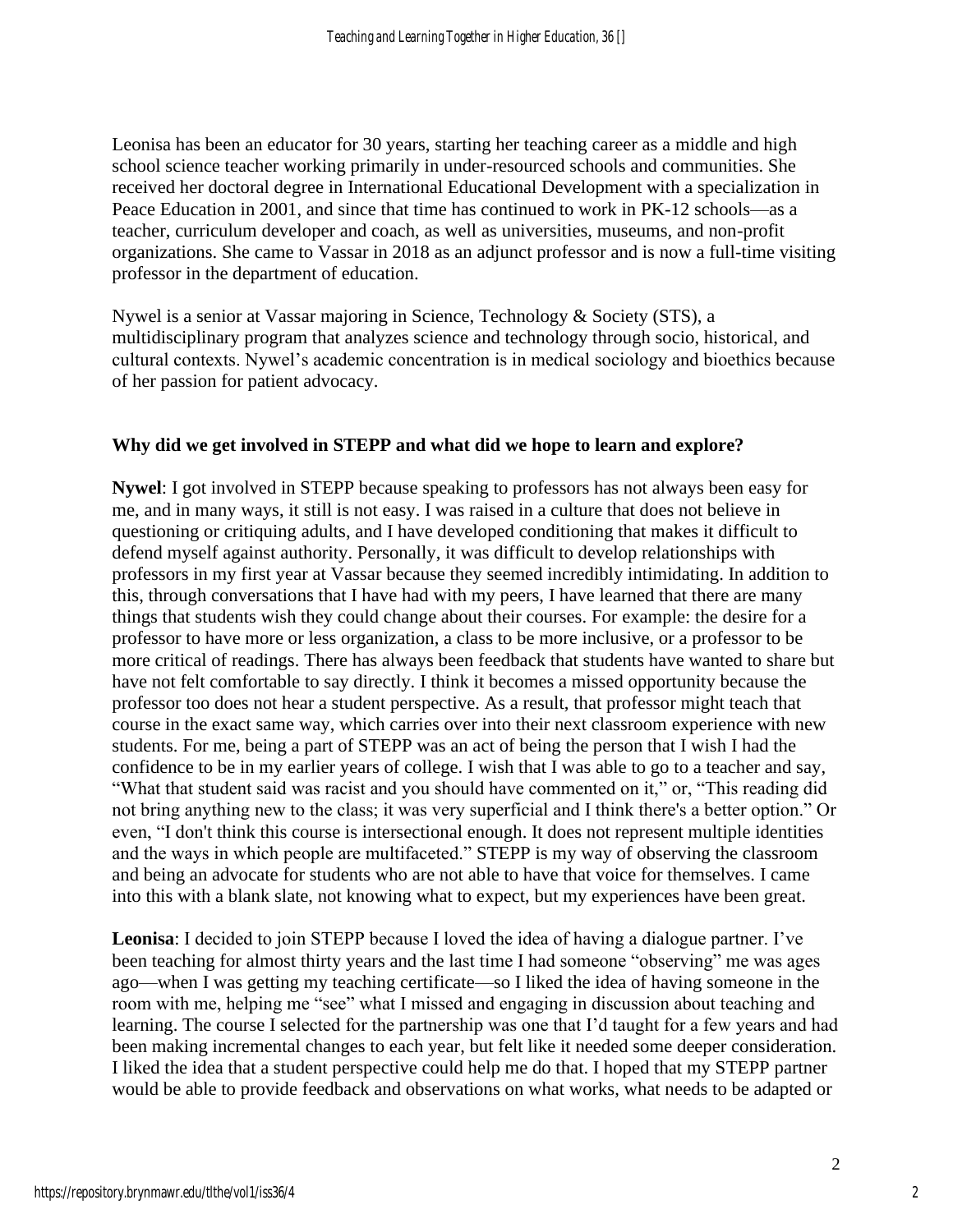Leonisa has been an educator for 30 years, starting her teaching career as a middle and high school science teacher working primarily in under-resourced schools and communities. She received her doctoral degree in International Educational Development with a specialization in Peace Education in 2001, and since that time has continued to work in PK-12 schools—as a teacher, curriculum developer and coach, as well as universities, museums, and non-profit organizations. She came to Vassar in 2018 as an adjunct professor and is now a full-time visiting professor in the department of education.

Nywel is a senior at Vassar majoring in Science, Technology & Society (STS), a multidisciplinary program that analyzes science and technology through socio, historical, and cultural contexts. Nywel's academic concentration is in medical sociology and bioethics because of her passion for patient advocacy.

**Why did we get involved in STEPP and what did we hope to learn and explore?**

**Nywel**: I got involved in STEPP because speaking to professors has not always been easy for me, and in many ways, it still is not easy. I was raised in a culture that does not believe in questioning or critiquing adults, and I have developed conditioning that makes it difficult to defend myself against authority. Personally, it was difficult to develop relationships with professors in my first year at Vassar because they seemed incredibly intimidating. In addition to this, through conversations that I have had with my peers, I have learned that there are many things that students wish they could change about their courses. For example: the desire for a professor to have more or less organization, a class to be more inclusive, or a professor to be more critical of readings. There has always been feedback that students have wanted to share but have not felt comfortable to say directly. I think it becomes a missed opportunity because the professor too does not hear a student perspective. As a result, that professor might teach that course in the exact same way, which carries over into their next classroom experience with new students. For me, being a part of STEPP was an act of being the person that I wish I had the confidence to be in my earlier years of college. I wish that I was able to go to a teacher and say, "What that student said was racist and you should have commented on it," or, "This reading did not bring anything new to the class; it was very superficial and I think there's a better option." Or even, "I don't think this course is intersectional enough. It does not represent multiple identities and the ways in which people are multifaceted." STEPP is my way of observing the classroom and being an advocate for students who are not able to have that voice for themselves. I came into this with a blank slate, not knowing what to expect, but my experiences have been great.

**Leonisa**: I decided to join STEPP because I loved the idea of having a dialogue partner. I've been teaching for almost thirty years and the last time I had someone "observing" me was ages ago—when I was getting my teaching certificate—so I liked the idea of having someone in the room with me, helping me "see" what I missed and engaging in discussion about teaching and learning. The course I selected for the partnership was one that I'd taught for a few years and had been making incremental changes to each year, but felt like it needed some deeper consideration. I liked the idea that a student perspective could help me do that. I hoped that my STEPP partner would be able to provide feedback and observations on what works, what needs to be adapted or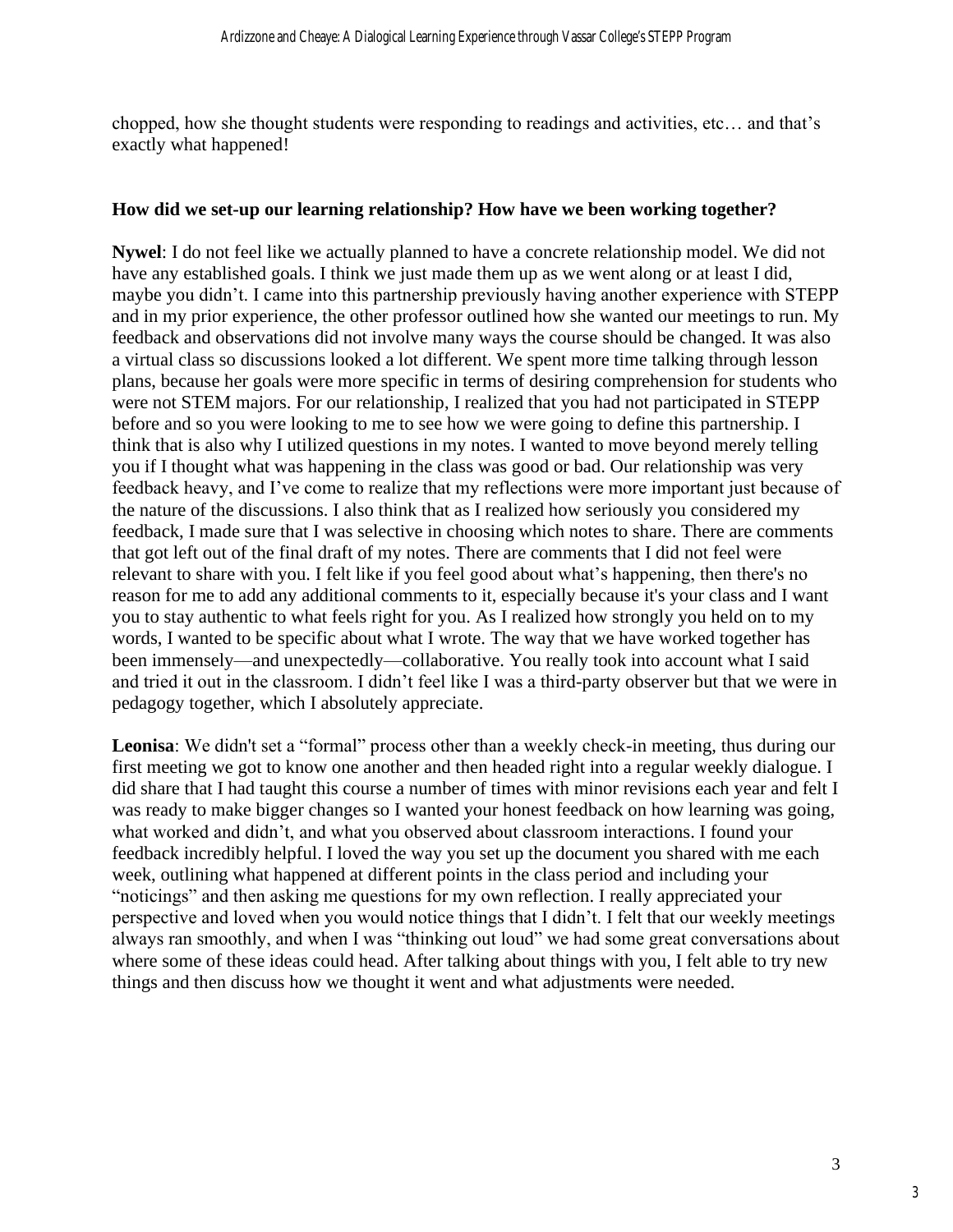chopped, how she thought students were responding to readings and activities, etc… and that's exactly what happened!

### How did we set-up our learning relationship? How have we been working together?

**Nywel**: I do not feel like we actually planned to have a concrete relationship model. We did not have any established goals. I think we just made them up as we went along or at least I did, maybe you didn't. I came into this partnership previously having another experience with STEPP and in my prior experience, the other professor outlined how she wanted our meetings to run. My feedback and observations did not involve many ways the course should be changed. It was also a virtual class so discussions looked a lot different. We spent more time talking through lesson plans, because her goals were more specific in terms of desiring comprehension for students who were not STEM majors. For our relationship, I realized that you had not participated in STEPP before and so you were looking to me to see how we were going to define this partnership. I think that is also why I utilized questions in my notes. I wanted to move beyond merely telling you if I thought what was happening in the class was good or bad. Our relationship was very feedback heavy, and I've come to realize that my reflections were more important just because of the nature of the discussions. I also think that as I realized how seriously you considered my feedback, I made sure that I was selective in choosing which notes to share. There are comments that got left out of the final draft of my notes. There are comments that I did not feel were relevant to share with you. I felt like if you feel good about what's happening, then there's no reason for me to add any additional comments to it, especially because it's your class and I want you to stay authentic to what feels right for you. As I realized how strongly you held on to my words, I wanted to be specific about what I wrote. The way that we have worked together has been immensely—and unexpectedly—collaborative. You really took into account what I said and tried it out in the classroom. I didn't feel like I was a third-party observer but that we were in pedagogy together, which I absolutely appreciate.

**Leonisa**: We didn't set a "formal" process other than a weekly check-in meeting, thus during our first meeting we got to know one another and then headed right into a regular weekly dialogue. I did share that I had taught this course a number of times with minor revisions each year and felt I was ready to make bigger changes so I wanted your honest feedback on how learning was going, what worked and didn't, and what you observed about classroom interactions. I found your feedback incredibly helpful. I loved the way you set up the document you shared with me each week, outlining what happened at different points in the class period and including your "noticings" and then asking me questions for my own reflection. I really appreciated your perspective and loved when you would notice things that I didn't. I felt that our weekly meetings always ran smoothly, and when I was "thinking out loud" we had some great conversations about where some of these ideas could head. After talking about things with you, I felt able to try new things and then discuss how we thought it went and what adjustments were needed.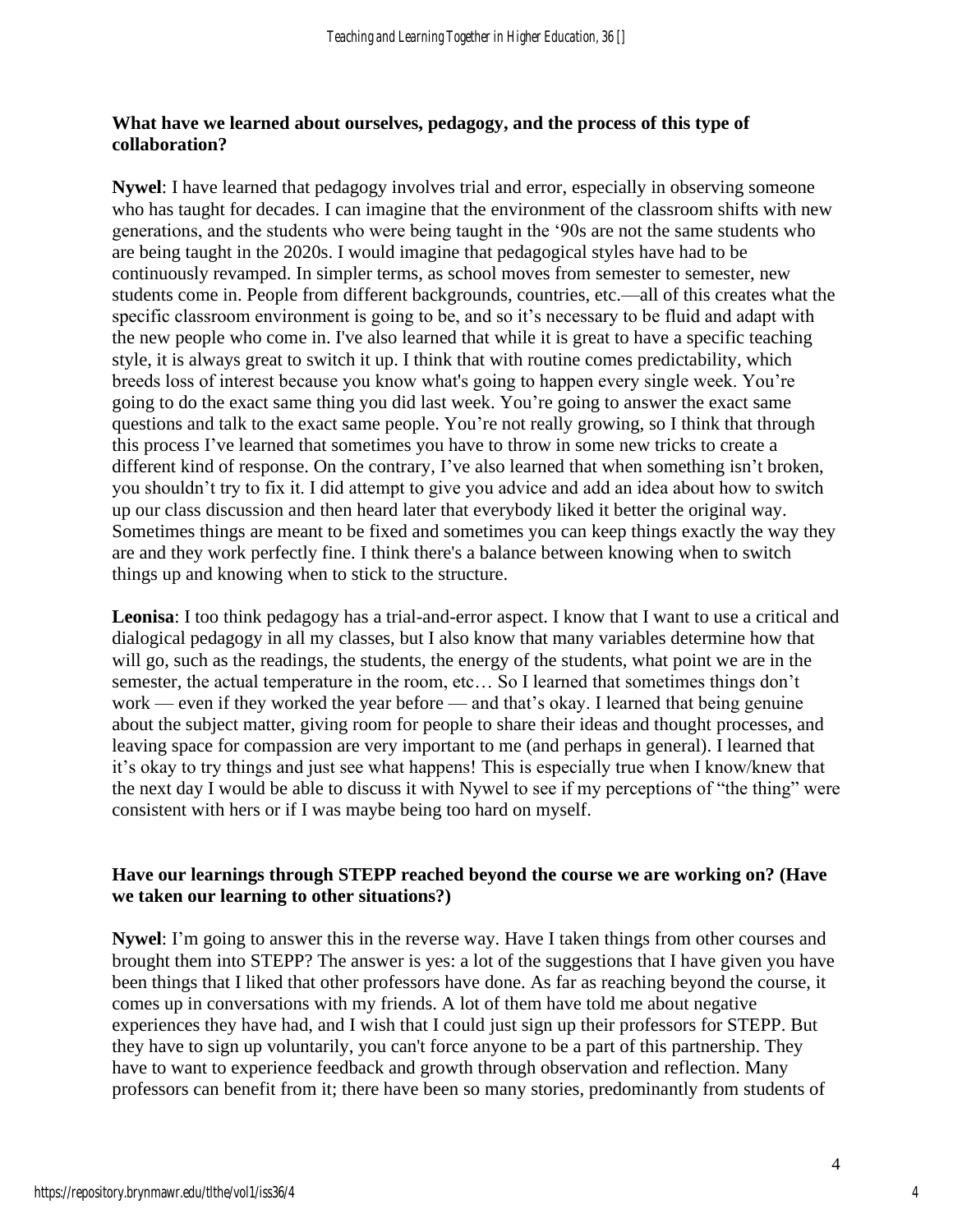### What have we learned about ourselves, pedagogy, and the process of this type of collaboration?

**Nywel**: I have learned that pedagogy involves trial and error, especially in observing someone who has taught for decades. I can imagine that the environment of the classroom shifts with new generations, and the students who were being taught in the '90s are not the same students who are being taught in the 2020s. I would imagine that pedagogical styles have had to be continuously revamped. In simpler terms, as school moves from semester to semester, new students come in. People from different backgrounds, countries, etc.—all of this creates what the specific classroom environment is going to be, and so it's necessary to be fluid and adapt with the new people who come in. I've also learned that while it is great to have a specific teaching style, it is always great to switch it up. I think that with routine comes predictability, which breeds loss of interest because you know what's going to happen every single week. You're going to do the exact same thing you did last week. You're going to answer the exact same questions and talk to the exact same people. You're not really growing, so I think that through this process I've learned that sometimes you have to throw in some new tricks to create a different kind of response. On the contrary, I've also learned that when something isn't broken, you shouldn't try to fix it. I did attempt to give you advice and add an idea about how to switch up our class discussion and then heard later that everybody liked it better the original way. Sometimes things are meant to be fixed and sometimes you can keep things exactly the way they are and they work perfectly fine. I think there's a balance between knowing when to switch things up and knowing when to stick to the structure.

**Leonisa**: I too think pedagogy has a trial-and-error aspect. I know that I want to use a critical and dialogical pedagogy in all my classes, but I also know that many variables determine how that will go, such as the readings, the students, the energy of the students, what point we are in the semester, the actual temperature in the room, etc… So I learned that sometimes things don't work — even if they worked the year before — and that's okay. I learned that being genuine about the subject matter, giving room for people to share their ideas and thought processes, and leaving space for compassion are very important to me (and perhaps in general). I learned that it's okay to try things and just see what happens! This is especially true when I know/knew that the next day I would be able to discuss it with Nywel to see if my perceptions of "the thing" were consistent with hers or if I was maybe being too hard on myself.

### Have our learnings through STEPP reached beyond the course we are working on? (Have we taken our learning to other situations?)

**Nywel**: I'm going to answer this in the reverse way. Have I taken things from other courses and brought them into STEPP? The answer is yes: a lot of the suggestions that I have given you have been things that I liked that other professors have done. As far as reaching beyond the course, it comes up in conversations with my friends. A lot of them have told me about negative experiences they have had, and I wish that I could just sign up their professors for STEPP. But they have to sign up voluntarily, you can't force anyone to be a part of this partnership. They have to want to experience feedback and growth through observation and reflection. Many professors can benefit from it; there have been so many stories, predominantly from students of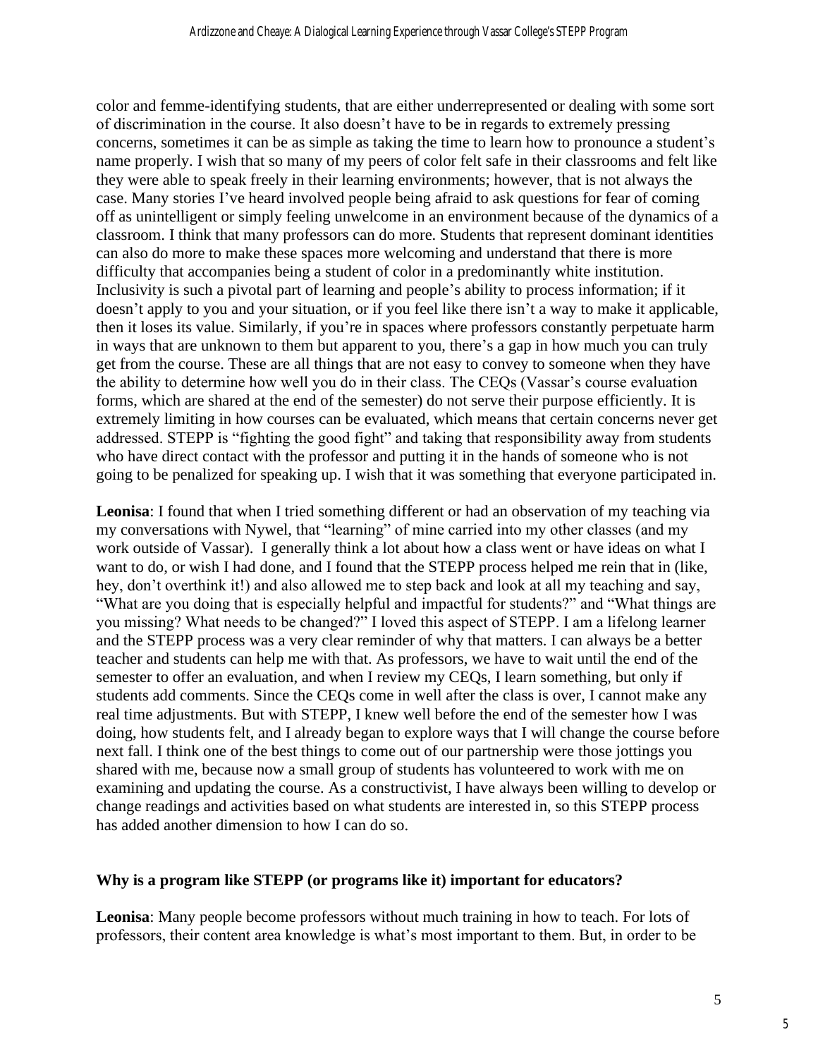color and femme-identifying students, that are either underrepresented or dealing with some sort of discrimination in the course. It also doesn't have to be in regards to extremely pressing concerns, sometimes it can be as simple as taking the time to learn how to pronounce a student's name properly. I wish that so many of my peers of color felt safe in their classrooms and felt like they were able to speak freely in their learning environments; however, that is not always the case. Many stories I've heard involved people being afraid to ask questions for fear of coming off as unintelligent or simply feeling unwelcome in an environment because of the dynamics of a classroom. I think that many professors can do more. Students that represent dominant identities can also do more to make these spaces more welcoming and understand that there is more difficulty that accompanies being a student of color in a predominantly white institution. Inclusivity is such a pivotal part of learning and people's ability to process information; if it doesn't apply to you and your situation, or if you feel like there isn't a way to make it applicable, then it loses its value. Similarly, if you're in spaces where professors constantly perpetuate harm in ways that are unknown to them but apparent to you, there's a gap in how much you can truly get from the course. These are all things that are not easy to convey to someone when they have the ability to determine how well you do in their class. The CEQs (Vassar's course evaluation forms, which are shared at the end of the semester) do not serve their purpose efficiently. It is extremely limiting in how courses can be evaluated, which means that certain concerns never get addressed. STEPP is "fighting the good fight" and taking that responsibility away from students who have direct contact with the professor and putting it in the hands of someone who is not going to be penalized for speaking up. I wish that it was something that everyone participated in.

**Leonisa**: I found that when I tried something different or had an observation of my teaching via my conversations with Nywel, that "learning" of mine carried into my other classes (and my work outside of Vassar). I generally think a lot about how a class went or have ideas on what I want to do, or wish I had done, and I found that the STEPP process helped me rein that in (like, hey, don't overthink it!) and also allowed me to step back and look at all my teaching and say, "What are you doing that is especially helpful and impactful for students?" and "What things are you missing? What needs to be changed?" I loved this aspect of STEPP. I am a lifelong learner and the STEPP process was a very clear reminder of why that matters. I can always be a better teacher and students can help me with that. As professors, we have to wait until the end of the semester to offer an evaluation, and when I review my CEQs, I learn something, but only if students add comments. Since the CEQs come in well after the class is over, I cannot make any real time adjustments. But with STEPP, I knew well before the end of the semester how I was doing, how students felt, and I already began to explore ways that I will change the course before next fall. I think one of the best things to come out of our partnership were those jottings you shared with me, because now a small group of students has volunteered to work with me on examining and updating the course. As a constructivist, I have always been willing to develop or change readings and activities based on what students are interested in, so this STEPP process has added another dimension to how I can do so.

### Why is a program like STEPP (or programs like it) important for educators?

**Leonisa**: Many people become professors without much training in how to teach. For lots of professors, their content area knowledge is what's most important to them. But, in order to be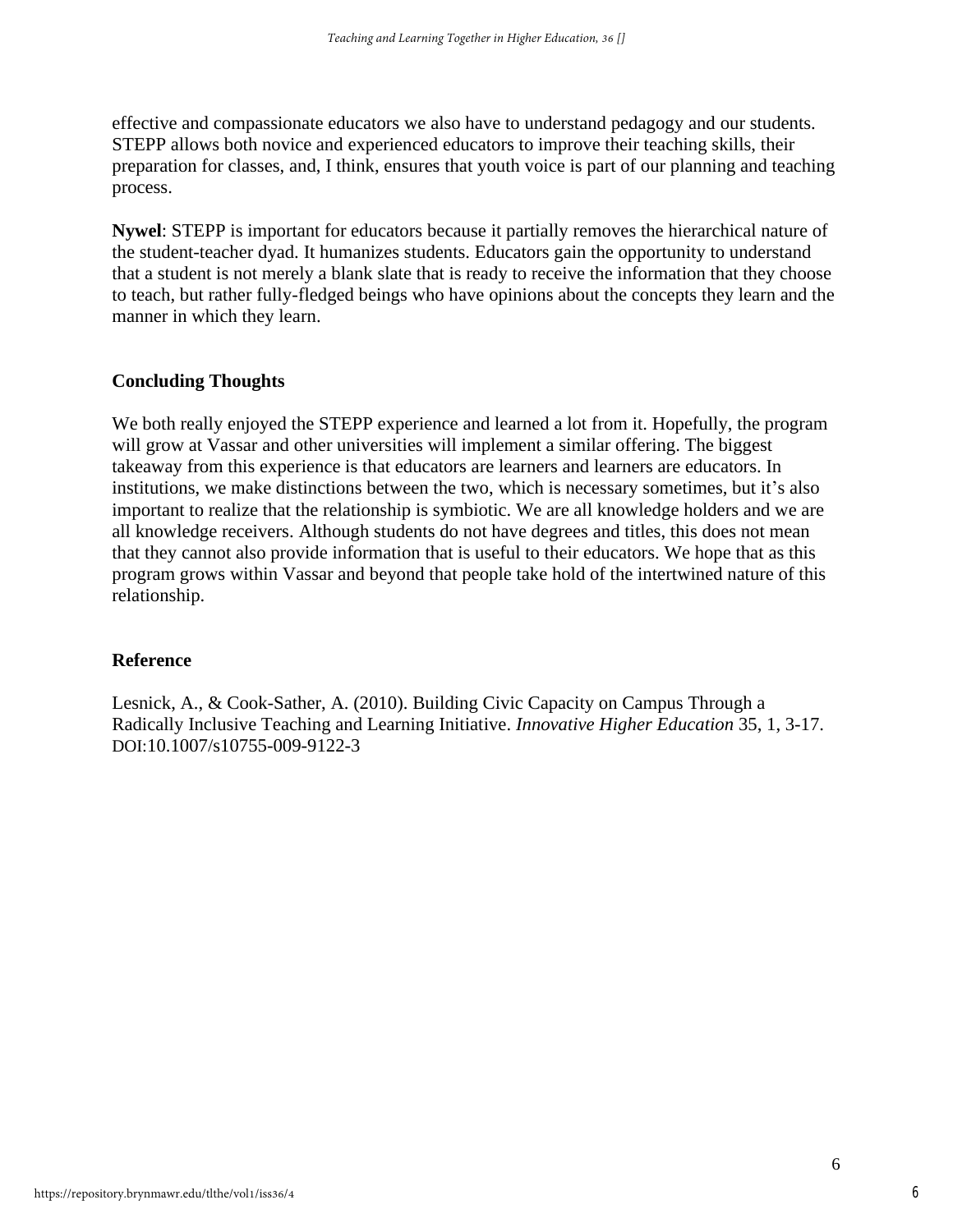effective and compassionate educators we also have to understand pedagogy and our students. STEPP allows both novice and experienced educators to improve their teaching skills, their preparation for classes, and, I think, ensures that youth voice is part of our planning and teaching process.

**Nywel**: STEPP is important for educators because it partially removes the hierarchical nature of the student-teacher dyad. It humanizes students. Educators gain the opportunity to understand that a student is not merely a blank slate that is ready to receive the information that they choose to teach, but rather fully-fledged beings who have opinions about the concepts they learn and the manner in which they learn.

## Concluding Thoughts

We both really enjoyed the STEPP experience and learned a lot from it. Hopefully, the program will grow at Vassar and other universities will implement a similar offering. The biggest takeaway from this experience is that educators are learners and learners are educators. In institutions, we make distinctions between the two, which is necessary sometimes, but it's also important to realize that the relationship is symbiotic. We are all knowledge holders and we are all knowledge receivers. Although students do not have degrees and titles, this does not mean that they cannot also provide information that is useful to their educators. We hope that as this program grows within Vassar and beyond that people take hold of the intertwined nature of this relationship.

## Reference

Lesnick, A., & Cook-Sather, A. (2010). Building Civic Capacity on Campus Through a Radically Inclusive Teaching and Learning Initiative. *Innovative Higher Education* 35, 1, 3-17. DOI:10.1007/s10755-009-9122-3